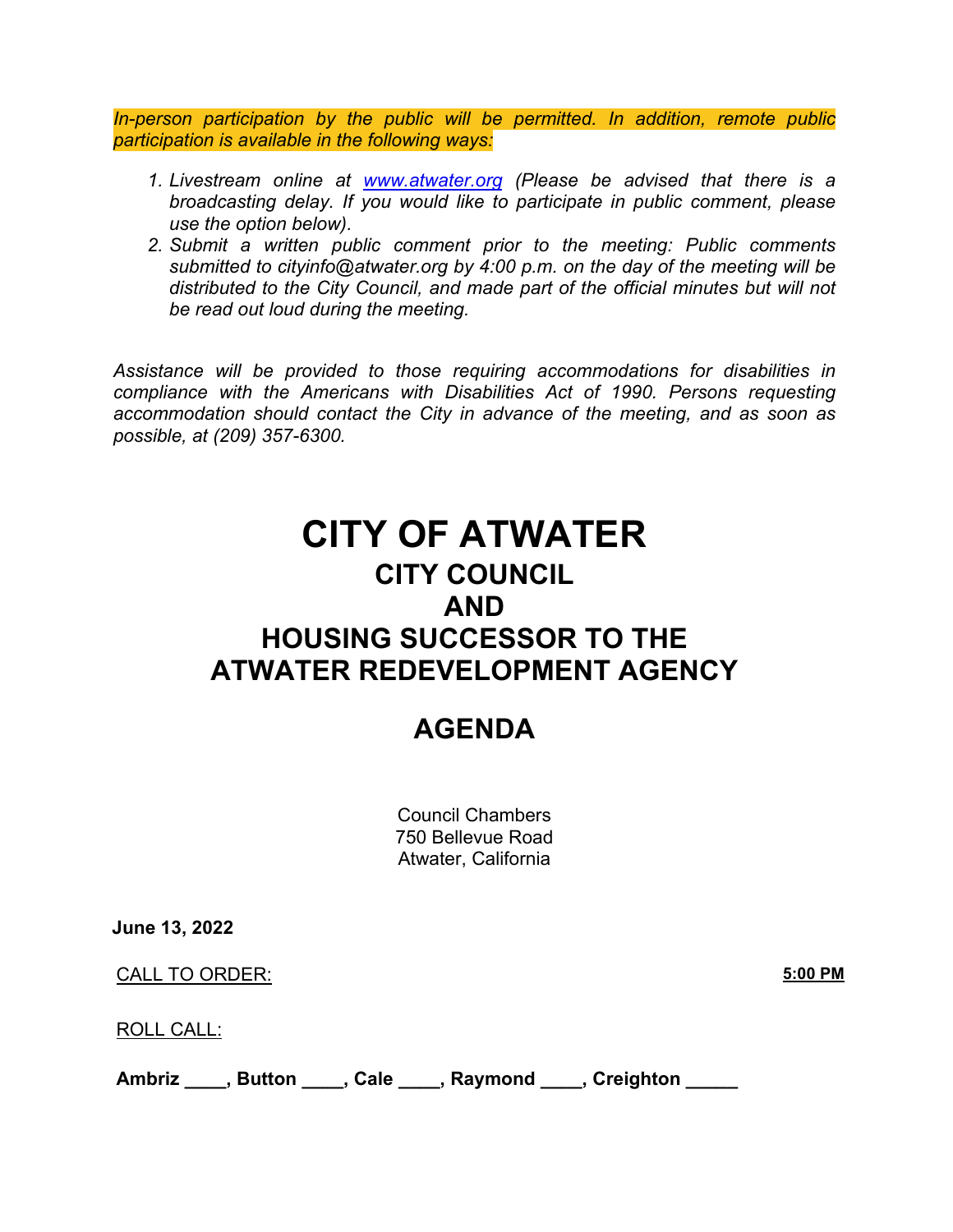*In-person participation by the public will be permitted. In addition, remote public participation is available in the following ways:*

1. *Livestream online at [www.atwater.org](http://www.atwater.org) (Please be advised that there is a broadcasting delay. If you would like to participate in public comment, please use the option below).*
2. *Submit a written public comment prior to the meeting: Public comments submitted to cityinfo@atwater.org by 4:00 p.m. on the day of the meeting will be distributed to the City Council, and made part of the official minutes but will not be read out loud during the meeting.*

*Assistance will be provided to those requiring accommodations for disabilities in compliance with the Americans with Disabilities Act of 1990. Persons requesting accommodation should contact the City in advance of the meeting, and as soon as possible, at (209) 357-6300.*

# CITY OF ATWATER

## CITY COUNCIL
## AND
## HOUSING SUCCESSOR TO THE ATWATER REDEVELOPMENT AGENCY

## AGENDA

Council Chambers
750 Bellevue Road
Atwater, California

**June 13, 2022**

CALL TO ORDER: **5:00 PM**

ROLL CALL:

**Ambriz ____, Button ____, Cale ____, Raymond ____, Creighton _____**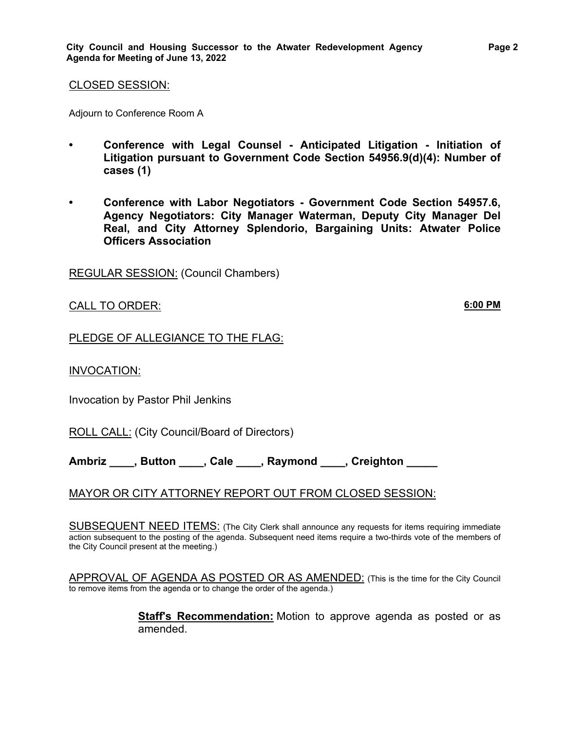CLOSED SESSION:

Adjourn to Conference Room A

- **Conference with Legal Counsel - Anticipated Litigation - Initiation of Litigation pursuant to Government Code Section 54956.9(d)(4): Number of cases (1)**

- **Conference with Labor Negotiators - Government Code Section 54957.6, Agency Negotiators: City Manager Waterman, Deputy City Manager Del Real, and City Attorney Splendorio, Bargaining Units: Atwater Police Officers Association**

REGULAR SESSION: (Council Chambers)

CALL TO ORDER: **6:00 PM**

PLEDGE OF ALLEGIANCE TO THE FLAG:

INVOCATION:

Invocation by Pastor Phil Jenkins

ROLL CALL: (City Council/Board of Directors)

**Ambriz ____, Button ____, Cale ____, Raymond ____, Creighton _____**

MAYOR OR CITY ATTORNEY REPORT OUT FROM CLOSED SESSION:

SUBSEQUENT NEED ITEMS: (The City Clerk shall announce any requests for items requiring immediate action subsequent to the posting of the agenda. Subsequent need items require a two-thirds vote of the members of the City Council present at the meeting.)

APPROVAL OF AGENDA AS POSTED OR AS AMENDED: (This is the time for the City Council to remove items from the agenda or to change the order of the agenda.)

**Staff's Recommendation:** Motion to approve agenda as posted or as amended.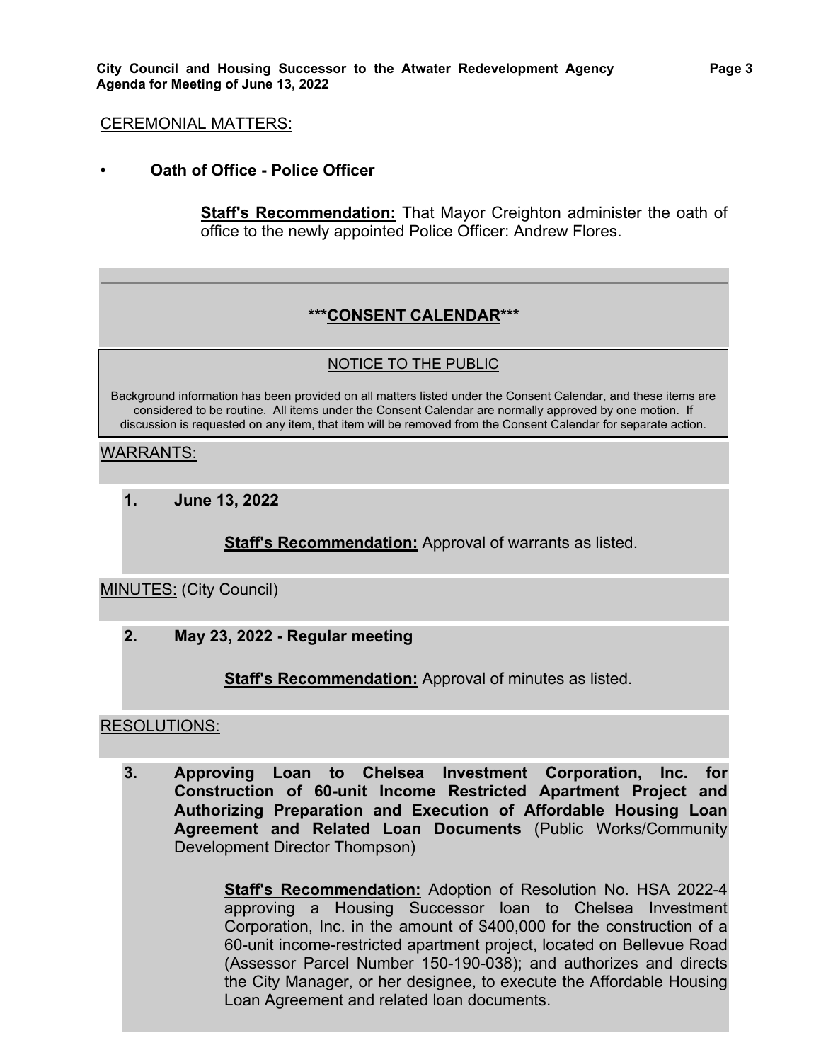CEREMONIAL MATTERS:

- **Oath of Office - Police Officer**

  **Staff's Recommendation:** That Mayor Creighton administer the oath of office to the newly appointed Police Officer: Andrew Flores.

---

## ***CONSENT CALENDAR***

NOTICE TO THE PUBLIC

Background information has been provided on all matters listed under the Consent Calendar, and these items are considered to be routine. All items under the Consent Calendar are normally approved by one motion. If discussion is requested on any item, that item will be removed from the Consent Calendar for separate action.

WARRANTS:

**1. June 13, 2022**

**Staff's Recommendation:** Approval of warrants as listed.

MINUTES: (City Council)

**2. May 23, 2022 - Regular meeting**

**Staff's Recommendation:** Approval of minutes as listed.

RESOLUTIONS:

**3. Approving Loan to Chelsea Investment Corporation, Inc. for Construction of 60-unit Income Restricted Apartment Project and Authorizing Preparation and Execution of Affordable Housing Loan Agreement and Related Loan Documents** (Public Works/Community Development Director Thompson)

**Staff's Recommendation:** Adoption of Resolution No. HSA 2022-4 approving a Housing Successor loan to Chelsea Investment Corporation, Inc. in the amount of $400,000 for the construction of a 60-unit income-restricted apartment project, located on Bellevue Road (Assessor Parcel Number 150-190-038); and authorizes and directs the City Manager, or her designee, to execute the Affordable Housing Loan Agreement and related loan documents.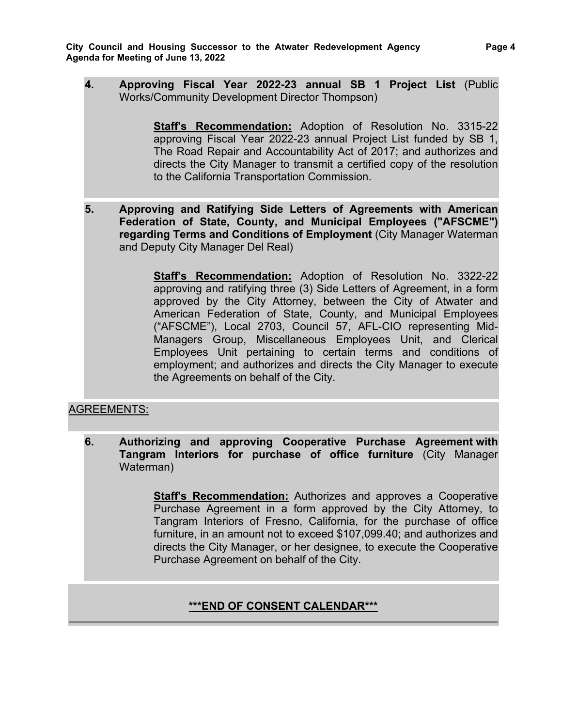**4. Approving Fiscal Year 2022-23 annual SB 1 Project List** (Public Works/Community Development Director Thompson)

> **Staff's Recommendation:** Adoption of Resolution No. 3315-22 approving Fiscal Year 2022-23 annual Project List funded by SB 1, The Road Repair and Accountability Act of 2017; and authorizes and directs the City Manager to transmit a certified copy of the resolution to the California Transportation Commission.

**5. Approving and Ratifying Side Letters of Agreements with American Federation of State, County, and Municipal Employees ("AFSCME") regarding Terms and Conditions of Employment** (City Manager Waterman and Deputy City Manager Del Real)

> **Staff's Recommendation:** Adoption of Resolution No. 3322-22 approving and ratifying three (3) Side Letters of Agreement, in a form approved by the City Attorney, between the City of Atwater and American Federation of State, County, and Municipal Employees ("AFSCME"), Local 2703, Council 57, AFL-CIO representing Mid-Managers Group, Miscellaneous Employees Unit, and Clerical Employees Unit pertaining to certain terms and conditions of employment; and authorizes and directs the City Manager to execute the Agreements on behalf of the City.

AGREEMENTS:

**6. Authorizing and approving Cooperative Purchase Agreement with Tangram Interiors for purchase of office furniture** (City Manager Waterman)

> **Staff's Recommendation:** Authorizes and approves a Cooperative Purchase Agreement in a form approved by the City Attorney, to Tangram Interiors of Fresno, California, for the purchase of office furniture, in an amount not to exceed $107,099.40; and authorizes and directs the City Manager, or her designee, to execute the Cooperative Purchase Agreement on behalf of the City.

**\*\*\*END OF CONSENT CALENDAR\*\*\***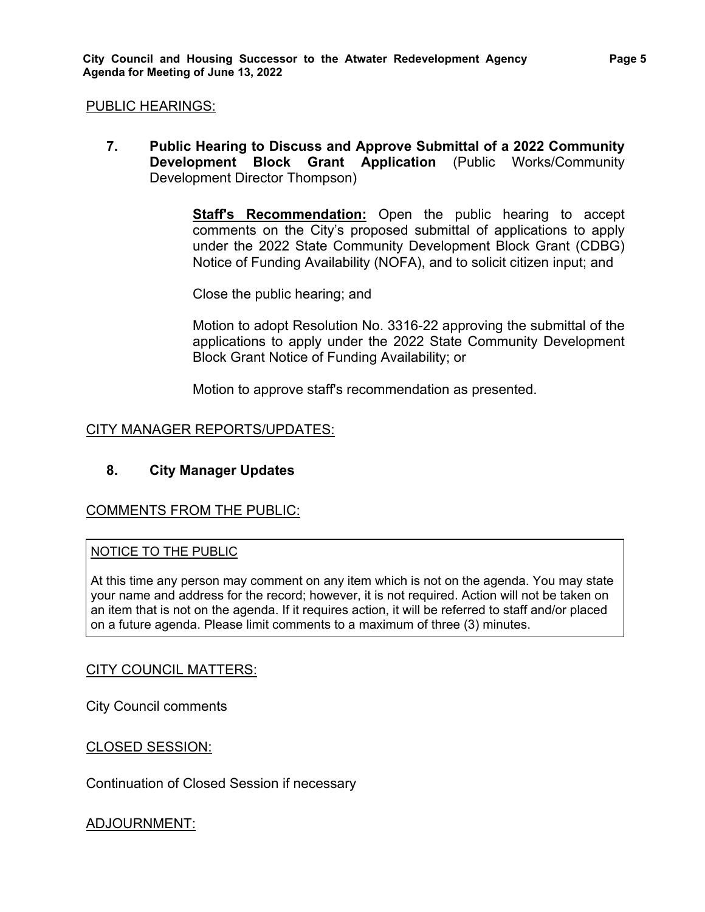PUBLIC HEARINGS:

**7. Public Hearing to Discuss and Approve Submittal of a 2022 Community Development Block Grant Application** (Public Works/Community Development Director Thompson)

**Staff's Recommendation:** Open the public hearing to accept comments on the City's proposed submittal of applications to apply under the 2022 State Community Development Block Grant (CDBG) Notice of Funding Availability (NOFA), and to solicit citizen input; and

Close the public hearing; and

Motion to adopt Resolution No. 3316-22 approving the submittal of the applications to apply under the 2022 State Community Development Block Grant Notice of Funding Availability; or

Motion to approve staff's recommendation as presented.

CITY MANAGER REPORTS/UPDATES:

**8. City Manager Updates**

COMMENTS FROM THE PUBLIC:

NOTICE TO THE PUBLIC

At this time any person may comment on any item which is not on the agenda. You may state your name and address for the record; however, it is not required. Action will not be taken on an item that is not on the agenda. If it requires action, it will be referred to staff and/or placed on a future agenda. Please limit comments to a maximum of three (3) minutes.

CITY COUNCIL MATTERS:

City Council comments

CLOSED SESSION:

Continuation of Closed Session if necessary

ADJOURNMENT: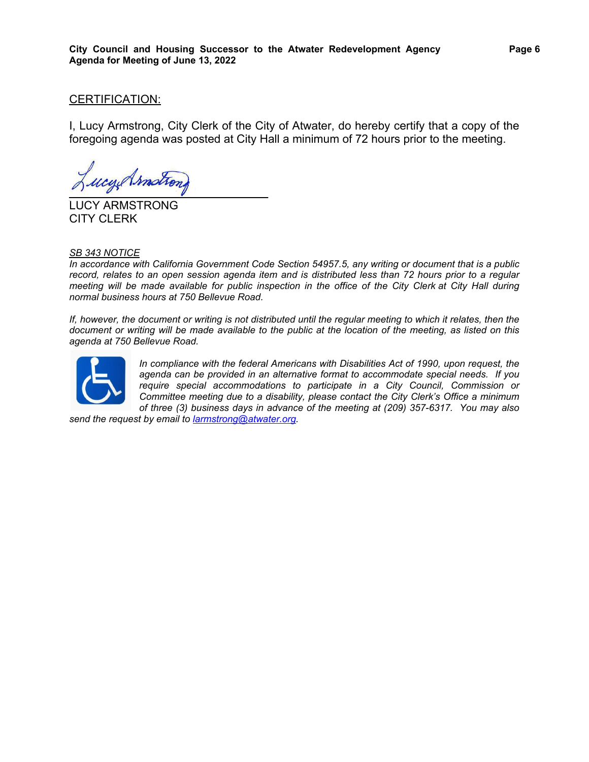CERTIFICATION:

I, Lucy Armstrong, City Clerk of the City of Atwater, do hereby certify that a copy of the foregoing agenda was posted at City Hall a minimum of 72 hours prior to the meeting.

LUCY ARMSTRONG
CITY CLERK

*SB 343 NOTICE*

*In accordance with California Government Code Section 54957.5, any writing or document that is a public record, relates to an open session agenda item and is distributed less than 72 hours prior to a regular meeting will be made available for public inspection in the office of the City Clerk at City Hall during normal business hours at 750 Bellevue Road.*

*If, however, the document or writing is not distributed until the regular meeting to which it relates, then the document or writing will be made available to the public at the location of the meeting, as listed on this agenda at 750 Bellevue Road.*

*In compliance with the federal Americans with Disabilities Act of 1990, upon request, the agenda can be provided in an alternative format to accommodate special needs. If you require special accommodations to participate in a City Council, Commission or Committee meeting due to a disability, please contact the City Clerk's Office a minimum of three (3) business days in advance of the meeting at (209) 357-6317. You may also send the request by email to larmstrong@atwater.org.*